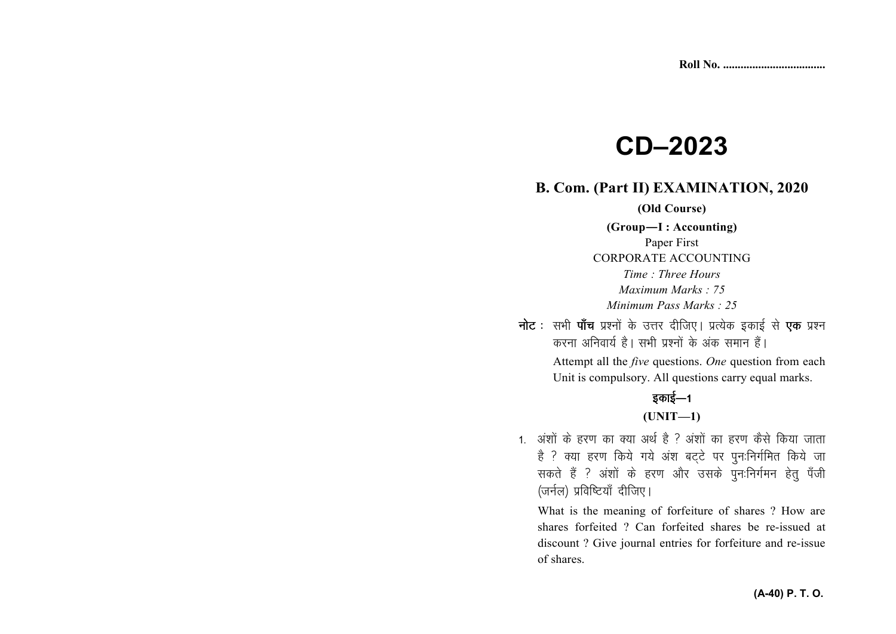Roll No. ...................................

# CD–2023

## B. Com. (Part II) EXAMINATION, 2020

**(Old Course)**

**(Group—I : Accounting)**

Paper First

CORPORATE ACCOUNTING

*Time : Three Hours*

*Maximum Marks : 75*

*Minimum Pass Marks : 25*

**नोट** : सभी **पाँच** प्रश्नों के उत्तर दीजिए। प्रत्येक इकाई से **एक** प्रश्न करना अनिवार्य है। सभी प्रश्नों के अंक समान हैं।

Attempt all the *five* questions. *One* question from each Unit is compulsory. All questions carry equal marks.

### इकाई—1

### (UNIT—1)

1. अंशों के हरण का क्या अर्थ है ? अंशों का हरण कैसे किया जाता है ? क्या हरण किये गये अंश बट्टे पर पुनःनिर्गमित किये जा सकते हैं ? अंशों के हरण और उसके पुनःनिर्गमन हेतु पँजी (जर्नल) प्रविष्टियाँ दीजिए।

   What is the meaning of forfeiture of shares ? How are shares forfeited ? Can forfeited shares be re-issued at discount ? Give journal entries for forfeiture and re-issue of shares.

(A-40) P. T. O.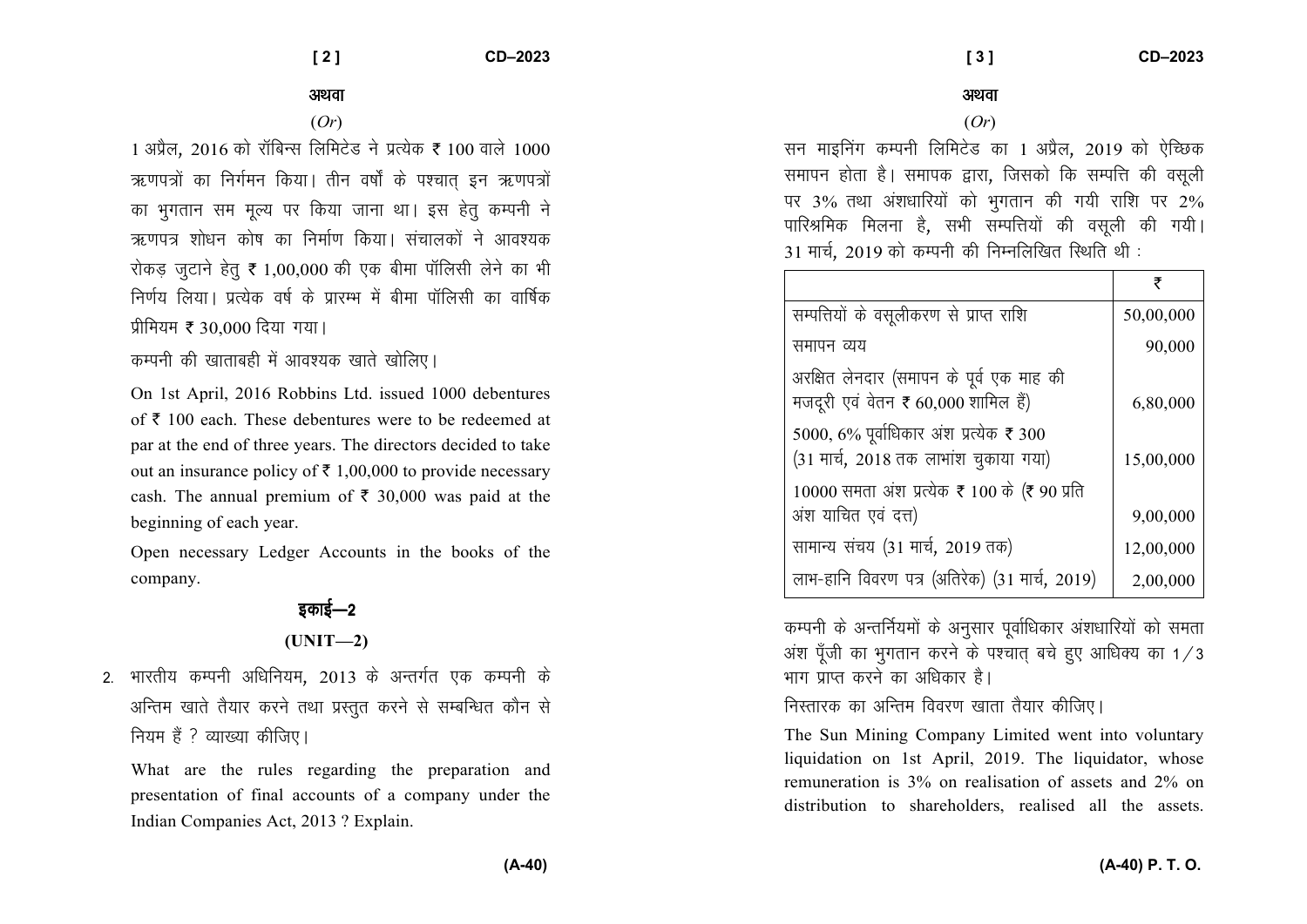अथवा

(*Or*)

1 अप्रैल, 2016 को रॉबिन्स लिमिटेड ने प्रत्येक ₹ 100 वाले 1000 ऋणपत्रों का निर्गमन किया। तीन वर्षों के पश्चात् इन ऋणपत्रों का भुगतान सम मूल्य पर किया जाना था। इस हेतु कम्पनी ने ऋणपत्र शोधन कोष का निर्माण किया। संचालकों ने आवश्यक रोकड़ जुटाने हेतु ₹ 1,00,000 की एक बीमा पॉलिसी लेने का भी निर्णय लिया। प्रत्येक वर्ष के प्रारम्भ में बीमा पॉलिसी का वार्षिक प्रीमियम ₹ 30,000 दिया गया।

कम्पनी की खाताबही में आवश्यक खाते खोलिए।

On 1st April, 2016 Robbins Ltd. issued 1000 debentures of ₹ 100 each. These debentures were to be redeemed at par at the end of three years. The directors decided to take out an insurance policy of ₹ 1,00,000 to provide necessary cash. The annual premium of ₹ 30,000 was paid at the beginning of each year.

Open necessary Ledger Accounts in the books of the company.

## इकाई—2

## (UNIT—2)

2. भारतीय कम्पनी अधिनियम, 2013 के अन्तर्गत एक कम्पनी के अन्तिम खाते तैयार करने तथा प्रस्तुत करने से सम्बन्धित कौन से नियम हैं ? व्याख्या कीजिए।

What are the rules regarding the preparation and presentation of final accounts of a company under the Indian Companies Act, 2013 ? Explain.

अथवा

(*Or*)

सन माइनिंग कम्पनी लिमिटेड का 1 अप्रैल, 2019 को ऐच्छिक समापन होता है। समापक द्वारा, जिसको कि सम्पत्ति की वसूली पर 3% तथा अंशधारियों को भुगतान की गयी राशि पर 2% पारिश्रमिक मिलना है, सभी सम्पत्तियों की वसूली की गयी। 31 मार्च, 2019 को कम्पनी की निम्नलिखित स्थिति थी :

| | ₹ |
|---|---|
| सम्पत्तियों के वसूलीकरण से प्राप्त राशि | 50,00,000 |
| समापन व्यय | 90,000 |
| अरक्षित लेनदार (समापन के पूर्व एक माह की मजदूरी एवं वेतन ₹ 60,000 शामिल हैं) | 6,80,000 |
| 5000, 6% पूर्वाधिकार अंश प्रत्येक ₹ 300 (31 मार्च, 2018 तक लाभांश चुकाया गया) | 15,00,000 |
| 10000 समता अंश प्रत्येक ₹ 100 के (₹ 90 प्रति अंश याचित एवं दत्त) | 9,00,000 |
| सामान्य संचय (31 मार्च, 2019 तक) | 12,00,000 |
| लाभ-हानि विवरण पत्र (अतिरेक) (31 मार्च, 2019) | 2,00,000 |

कम्पनी के अन्तर्नियमों के अनुसार पूर्वाधिकार अंशधारियों को समता अंश पूँजी का भुगतान करने के पश्चात् बचे हुए आधिक्य का 1/3 भाग प्राप्त करने का अधिकार है।

निस्तारक का अन्तिम विवरण खाता तैयार कीजिए।

The Sun Mining Company Limited went into voluntary liquidation on 1st April, 2019. The liquidator, whose remuneration is 3% on realisation of assets and 2% on distribution to shareholders, realised all the assets.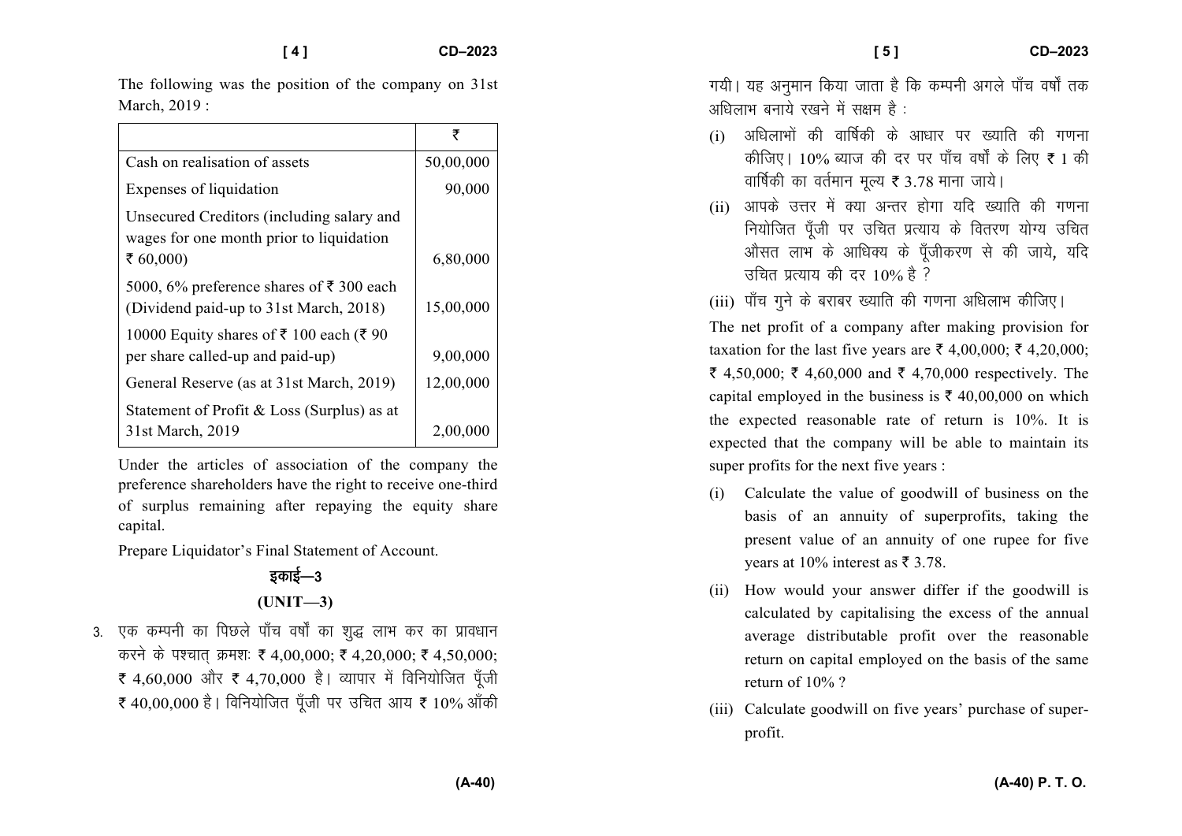The following was the position of the company on 31st March, 2019 :

| | ₹ |
|---|---|
| Cash on realisation of assets | 50,00,000 |
| Expenses of liquidation | 90,000 |
| Unsecured Creditors (including salary and wages for one month prior to liquidation ₹ 60,000) | 6,80,000 |
| 5000, 6% preference shares of ₹ 300 each (Dividend paid-up to 31st March, 2018) | 15,00,000 |
| 10000 Equity shares of ₹ 100 each (₹ 90 per share called-up and paid-up) | 9,00,000 |
| General Reserve (as at 31st March, 2019) | 12,00,000 |
| Statement of Profit & Loss (Surplus) as at 31st March, 2019 | 2,00,000 |

Under the articles of association of the company the preference shareholders have the right to receive one-third of surplus remaining after repaying the equity share capital.

Prepare Liquidator's Final Statement of Account.

## इकाई—3

## (UNIT—3)

3. एक कम्पनी का पिछले पाँच वर्षों का शुद्ध लाभ कर का प्रावधान करने के पश्चात् क्रमशः ₹ 4,00,000; ₹ 4,20,000; ₹ 4,50,000; ₹ 4,60,000 और ₹ 4,70,000 है। व्यापार में विनियोजित पूँजी ₹ 40,00,000 है। विनियोजित पूँजी पर उचित आय ₹ 10% आँकी गयी। यह अनुमान किया जाता है कि कम्पनी अगले पाँच वर्षों तक अधिलाभ बनाये रखने में सक्षम है :

   (i) अधिलाभों की वार्षिकी के आधार पर ख्याति की गणना कीजिए। 10% ब्याज की दर पर पाँच वर्षों के लिए ₹ 1 की वार्षिकी का वर्तमान मूल्य ₹ 3.78 माना जाये।

   (ii) आपके उत्तर में क्या अन्तर होगा यदि ख्याति की गणना नियोजित पूँजी पर उचित प्रत्याय के वितरण योग्य उचित औसत लाभ के आधिक्य के पूँजीकरण से की जाये, यदि उचित प्रत्याय की दर 10% है ?

   (iii) पाँच गुने के बराबर ख्याति की गणना अधिलाभ कीजिए।

   The net profit of a company after making provision for taxation for the last five years are ₹ 4,00,000; ₹ 4,20,000; ₹ 4,50,000; ₹ 4,60,000 and ₹ 4,70,000 respectively. The capital employed in the business is ₹ 40,00,000 on which the expected reasonable rate of return is 10%. It is expected that the company will be able to maintain its super profits for the next five years :

   (i) Calculate the value of goodwill of business on the basis of an annuity of superprofits, taking the present value of an annuity of one rupee for five years at 10% interest as ₹ 3.78.

   (ii) How would your answer differ if the goodwill is calculated by capitalising the excess of the annual average distributable profit over the reasonable return on capital employed on the basis of the same return of 10% ?

   (iii) Calculate goodwill on five years' purchase of super-profit.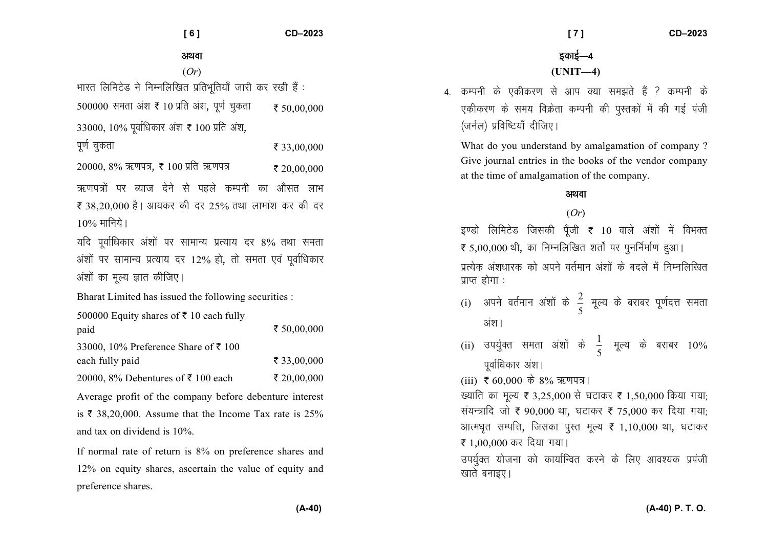अथवा

(*Or*)

भारत लिमिटेड ने निम्नलिखित प्रतिभूतियाँ जारी कर रखी हैं :

| | |
|---|---|
| 500000 समता अंश ₹ 10 प्रति अंश, पूर्ण चुकता | ₹ 50,00,000 |
| 33000, 10% पूर्वाधिकार अंश ₹ 100 प्रति अंश, पूर्ण चुकता | ₹ 33,00,000 |
| 20000, 8% ऋणपत्र, ₹ 100 प्रति ऋणपत्र | ₹ 20,00,000 |

ऋणपत्रों पर ब्याज देने से पहले कम्पनी का औसत लाभ ₹ 38,20,000 है। आयकर की दर 25% तथा लाभांश कर की दर 10% मानिये।

यदि पूर्वाधिकार अंशों पर सामान्य प्रत्याय दर 8% तथा समता अंशों पर सामान्य प्रत्याय दर 12% हो, तो समता एवं पूर्वाधिकार अंशों का मूल्य ज्ञात कीजिए।

Bharat Limited has issued the following securities :

| | |
|---|---|
| 500000 Equity shares of ₹ 10 each fully paid | ₹ 50,00,000 |
| 33000, 10% Preference Share of ₹ 100 each fully paid | ₹ 33,00,000 |
| 20000, 8% Debentures of ₹ 100 each | ₹ 20,00,000 |

Average profit of the company before debenture interest is ₹ 38,20,000. Assume that the Income Tax rate is 25% and tax on dividend is 10%.

If normal rate of return is 8% on preference shares and 12% on equity shares, ascertain the value of equity and preference shares.

## इकाई—4

## (UNIT—4)

4. कम्पनी के एकीकरण से आप क्या समझते हैं ? कम्पनी के एकीकरण के समय विक्रेता कम्पनी की पुस्तकों में की गई पंजी (जर्नल) प्रविष्टियाँ दीजिए।

What do you understand by amalgamation of company ? Give journal entries in the books of the vendor company at the time of amalgamation of the company.

अथवा

(*Or*)

इण्डो लिमिटेड जिसकी पूँजी ₹ 10 वाले अंशों में विभक्त ₹ 5,00,000 थी, का निम्नलिखित शर्तों पर पुनर्निर्माण हुआ।

प्रत्येक अंशधारक को अपने वर्तमान अंशों के बदले में निम्नलिखित प्राप्त होगा :

(i) अपने वर्तमान अंशों के $\frac{2}{5}$ मूल्य के बराबर पूर्णदत्त समता अंश।

(ii) उपर्युक्त समता अंशों के $\frac{1}{5}$ मूल्य के बराबर 10% पूर्वाधिकार अंश।

(iii) ₹ 60,000 के 8% ऋणपत्र।

ख्याति का मूल्य ₹ 3,25,000 से घटाकर ₹ 1,50,000 किया गया; संयन्त्रादि जो ₹ 90,000 था, घटाकर ₹ 75,000 कर दिया गया; आत्मधृत सम्पत्ति, जिसका पुस्त मूल्य ₹ 1,10,000 था, घटाकर ₹ 1,00,000 कर दिया गया।

उपर्युक्त योजना को कार्यान्वित करने के लिए आवश्यक प्रपंजी खाते बनाइए।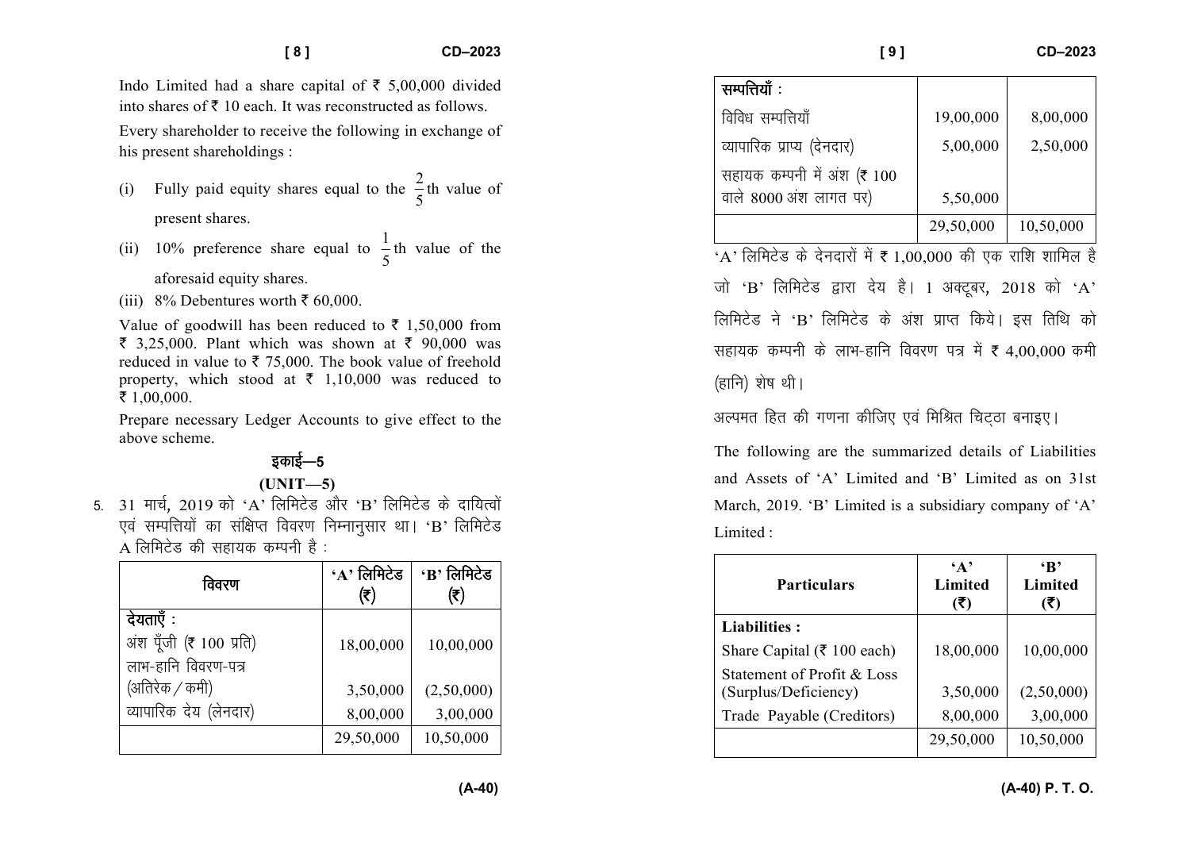Indo Limited had a share capital of ₹ 5,00,000 divided into shares of ₹ 10 each. It was reconstructed as follows.

Every shareholder to receive the following in exchange of his present shareholdings :

(i) Fully paid equity shares equal to the $\frac{2}{5}$th value of present shares.

(ii) 10% preference share equal to $\frac{1}{5}$th value of the aforesaid equity shares.

(iii) 8% Debentures worth ₹ 60,000.

Value of goodwill has been reduced to ₹ 1,50,000 from ₹ 3,25,000. Plant which was shown at ₹ 90,000 was reduced in value to ₹ 75,000. The book value of freehold property, which stood at ₹ 1,10,000 was reduced to ₹ 1,00,000.

Prepare necessary Ledger Accounts to give effect to the above scheme.

## इकाई—5

## (UNIT—5)

5. 31 मार्च, 2019 को 'A' लिमिटेड और 'B' लिमिटेड के दायित्वों एवं सम्पत्तियों का संक्षिप्त विवरण निम्नानुसार था। 'B' लिमिटेड A लिमिटेड की सहायक कम्पनी है :

| विवरण | 'A' लिमिटेड (₹) | 'B' लिमिटेड (₹) |
|---|---|---|
| **देयताएँ :** | | |
| अंश पूँजी (₹ 100 प्रति) | 18,00,000 | 10,00,000 |
| लाभ-हानि विवरण-पत्र (अतिरेक / कमी) | 3,50,000 | (2,50,000) |
| व्यापारिक देय (लेनदार) | 8,00,000 | 3,00,000 |
| | 29,50,000 | 10,50,000 |
| **सम्पत्तियाँ :** | | |
| विविध सम्पत्तियाँ | 19,00,000 | 8,00,000 |
| व्यापारिक प्राप्य (देनदार) | 5,00,000 | 2,50,000 |
| सहायक कम्पनी में अंश (₹ 100 वाले 8000 अंश लागत पर) | 5,50,000 | |
| | 29,50,000 | 10,50,000 |

'A' लिमिटेड के देनदारों में ₹ 1,00,000 की एक राशि शामिल है जो 'B' लिमिटेड द्वारा देय है। 1 अक्टूबर, 2018 को 'A' लिमिटेड ने 'B' लिमिटेड के अंश प्राप्त किये। इस तिथि को सहायक कम्पनी के लाभ-हानि विवरण पत्र में ₹ 4,00,000 कमी (हानि) शेष थी।

अल्पमत हित की गणना कीजिए एवं मिश्रित चिट्ठा बनाइए।

The following are the summarized details of Liabilities and Assets of 'A' Limited and 'B' Limited as on 31st March, 2019. 'B' Limited is a subsidiary company of 'A' Limited :

| Particulars | 'A' Limited (₹) | 'B' Limited (₹) |
|---|---|---|
| **Liabilities :** | | |
| Share Capital (₹ 100 each) | 18,00,000 | 10,00,000 |
| Statement of Profit & Loss (Surplus/Deficiency) | 3,50,000 | (2,50,000) |
| Trade Payable (Creditors) | 8,00,000 | 3,00,000 |
| | 29,50,000 | 10,50,000 |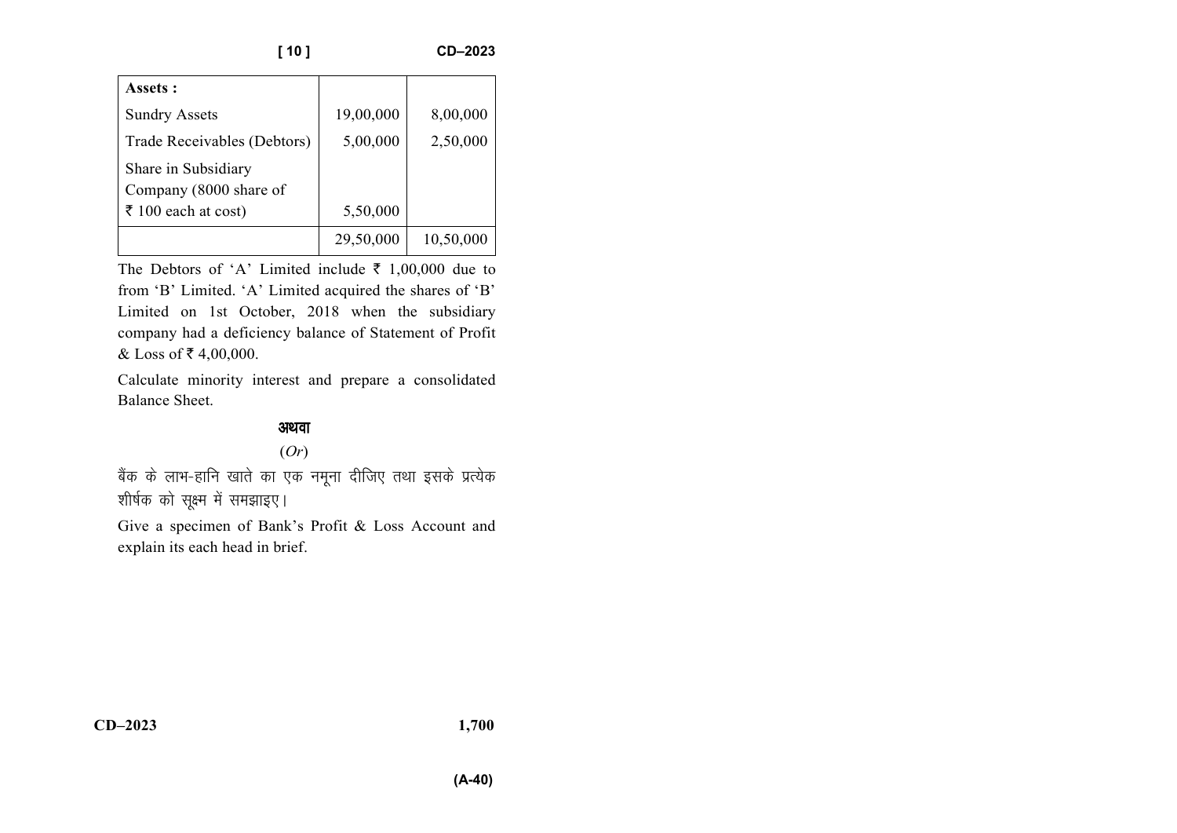| | | |
|---|---|---|
| **Assets :** | | |
| Sundry Assets | 19,00,000 | 8,00,000 |
| Trade Receivables (Debtors) | 5,00,000 | 2,50,000 |
| Share in Subsidiary Company (8000 share of ₹ 100 each at cost) | 5,50,000 | |
| | 29,50,000 | 10,50,000 |

The Debtors of 'A' Limited include ₹ 1,00,000 due to from 'B' Limited. 'A' Limited acquired the shares of 'B' Limited on 1st October, 2018 when the subsidiary company had a deficiency balance of Statement of Profit & Loss of ₹ 4,00,000.

Calculate minority interest and prepare a consolidated Balance Sheet.

**अथवा**

(*Or*)

बैंक के लाभ-हानि खाते का एक नमूना दीजिए तथा इसके प्रत्येक शीर्षक को सूक्ष्म में समझाइए।

Give a specimen of Bank's Profit & Loss Account and explain its each head in brief.

CD–2023 1,700

(A-40)